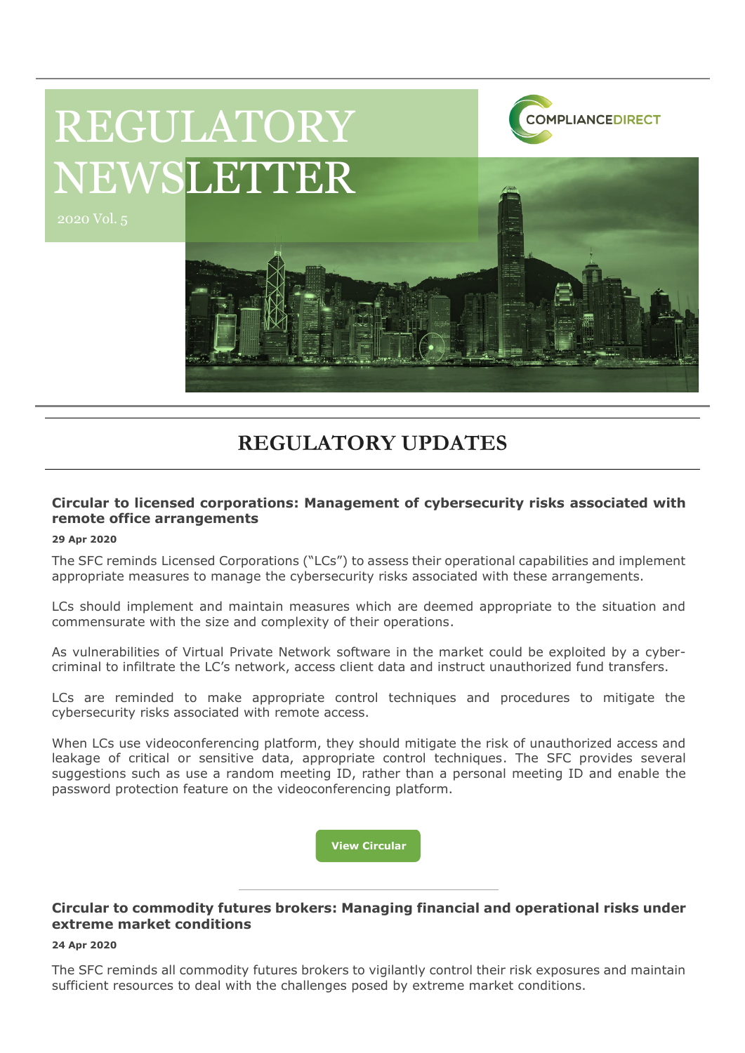# REGULATORY NEWSLETTER

2020 Vol. 5

COMPLIANCEDIRECT

## REGULATORY UPDATES

### Circular to licensed corporations: Management of cybersecurity risks associated with remote office arrangements

**29 Apr 2020**

The SFC reminds Licensed Corporations ("LCs") to assess their operational capabilities and implement appropriate measures to manage the cybersecurity risks associated with these arrangements.

LCs should implement and maintain measures which are deemed appropriate to the situation and commensurate with the size and complexity of their operations.

As vulnerabilities of Virtual Private Network software in the market could be exploited by a cyber-criminal to infiltrate the LC's network, access client data and instruct unauthorized fund transfers.

LCs are reminded to make appropriate control techniques and procedures to mitigate the cybersecurity risks associated with remote access.

When LCs use videoconferencing platform, they should mitigate the risk of unauthorized access and leakage of critical or sensitive data, appropriate control techniques. The SFC provides several suggestions such as use a random meeting ID, rather than a personal meeting ID and enable the password protection feature on the videoconferencing platform.

**View Circular**

---

### Circular to commodity futures brokers: Managing financial and operational risks under extreme market conditions

**24 Apr 2020**

The SFC reminds all commodity futures brokers to vigilantly control their risk exposures and maintain sufficient resources to deal with the challenges posed by extreme market conditions.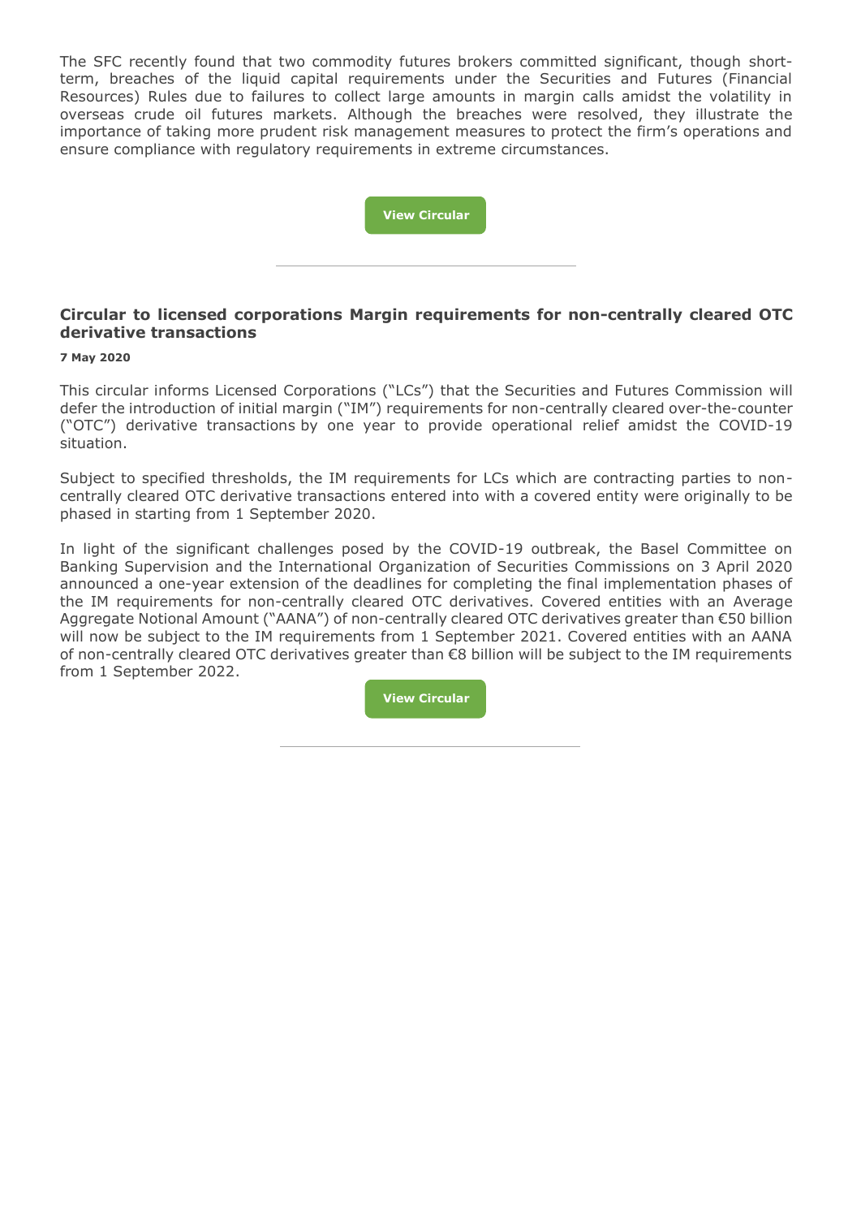The SFC recently found that two commodity futures brokers committed significant, though short-term, breaches of the liquid capital requirements under the Securities and Futures (Financial Resources) Rules due to failures to collect large amounts in margin calls amidst the volatility in overseas crude oil futures markets. Although the breaches were resolved, they illustrate the importance of taking more prudent risk management measures to protect the firm's operations and ensure compliance with regulatory requirements in extreme circumstances.

**View Circular**

---

### Circular to licensed corporations Margin requirements for non-centrally cleared OTC derivative transactions

**7 May 2020**

This circular informs Licensed Corporations ("LCs") that the Securities and Futures Commission will defer the introduction of initial margin ("IM") requirements for non-centrally cleared over-the-counter ("OTC") derivative transactions by one year to provide operational relief amidst the COVID-19 situation.

Subject to specified thresholds, the IM requirements for LCs which are contracting parties to non-centrally cleared OTC derivative transactions entered into with a covered entity were originally to be phased in starting from 1 September 2020.

In light of the significant challenges posed by the COVID-19 outbreak, the Basel Committee on Banking Supervision and the International Organization of Securities Commissions on 3 April 2020 announced a one-year extension of the deadlines for completing the final implementation phases of the IM requirements for non-centrally cleared OTC derivatives. Covered entities with an Average Aggregate Notional Amount ("AANA") of non-centrally cleared OTC derivatives greater than €50 billion will now be subject to the IM requirements from 1 September 2021. Covered entities with an AANA of non-centrally cleared OTC derivatives greater than €8 billion will be subject to the IM requirements from 1 September 2022.

**View Circular**

---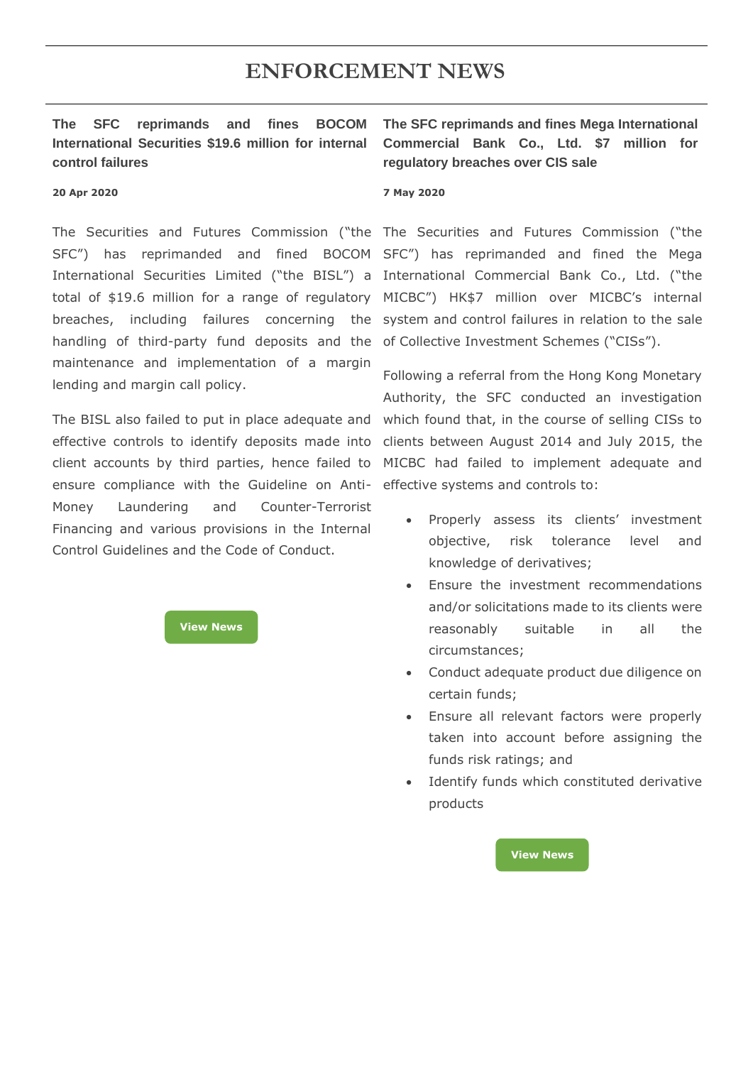# ENFORCEMENT NEWS

## The SFC reprimands and fines BOCOM International Securities $19.6 million for internal control failures

**20 Apr 2020**

The Securities and Futures Commission ("the SFC") has reprimanded and fined BOCOM International Securities Limited ("the BISL") a total of $19.6 million for a range of regulatory breaches, including failures concerning the handling of third-party fund deposits and the maintenance and implementation of a margin lending and margin call policy.

The BISL also failed to put in place adequate and effective controls to identify deposits made into client accounts by third parties, hence failed to ensure compliance with the Guideline on Anti-Money Laundering and Counter-Terrorist Financing and various provisions in the Internal Control Guidelines and the Code of Conduct.

View News

## The SFC reprimands and fines Mega International Commercial Bank Co., Ltd. $7 million for regulatory breaches over CIS sale

**7 May 2020**

The Securities and Futures Commission ("the SFC") has reprimanded and fined the Mega International Commercial Bank Co., Ltd. ("the MICBC") HK$7 million over MICBC's internal system and control failures in relation to the sale of Collective Investment Schemes ("CISs").

Following a referral from the Hong Kong Monetary Authority, the SFC conducted an investigation which found that, in the course of selling CISs to clients between August 2014 and July 2015, the MICBC had failed to implement adequate and effective systems and controls to:

- Properly assess its clients' investment objective, risk tolerance level and knowledge of derivatives;
- Ensure the investment recommendations and/or solicitations made to its clients were reasonably suitable in all the circumstances;
- Conduct adequate product due diligence on certain funds;
- Ensure all relevant factors were properly taken into account before assigning the funds risk ratings; and
- Identify funds which constituted derivative products

View News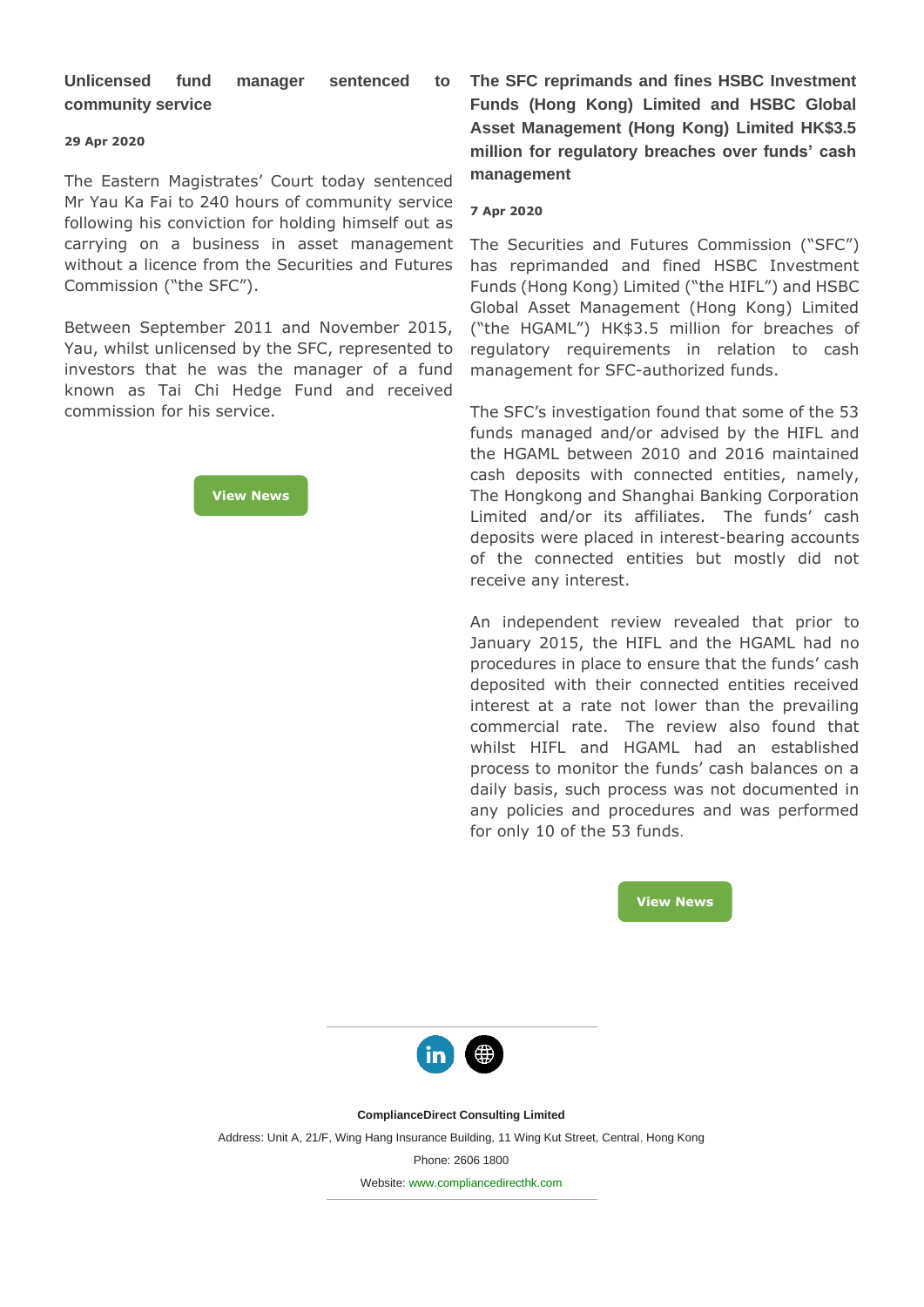### Unlicensed fund manager sentenced to community service

**29 Apr 2020**

The Eastern Magistrates' Court today sentenced Mr Yau Ka Fai to 240 hours of community service following his conviction for holding himself out as carrying on a business in asset management without a licence from the Securities and Futures Commission ("the SFC").

Between September 2011 and November 2015, Yau, whilst unlicensed by the SFC, represented to investors that he was the manager of a fund known as Tai Chi Hedge Fund and received commission for his service.

View News

### The SFC reprimands and fines HSBC Investment Funds (Hong Kong) Limited and HSBC Global Asset Management (Hong Kong) Limited HK$3.5 million for regulatory breaches over funds' cash management

**7 Apr 2020**

The Securities and Futures Commission ("SFC") has reprimanded and fined HSBC Investment Funds (Hong Kong) Limited ("the HIFL") and HSBC Global Asset Management (Hong Kong) Limited ("the HGAML") HK$3.5 million for breaches of regulatory requirements in relation to cash management for SFC-authorized funds.

The SFC's investigation found that some of the 53 funds managed and/or advised by the HIFL and the HGAML between 2010 and 2016 maintained cash deposits with connected entities, namely, The Hongkong and Shanghai Banking Corporation Limited and/or its affiliates. The funds' cash deposits were placed in interest-bearing accounts of the connected entities but mostly did not receive any interest.

An independent review revealed that prior to January 2015, the HIFL and the HGAML had no procedures in place to ensure that the funds' cash deposited with their connected entities received interest at a rate not lower than the prevailing commercial rate. The review also found that whilst HIFL and HGAML had an established process to monitor the funds' cash balances on a daily basis, such process was not documented in any policies and procedures and was performed for only 10 of the 53 funds.

View News

**ComplianceDirect Consulting Limited**

Address: Unit A, 21/F, Wing Hang Insurance Building, 11 Wing Kut Street, Central, Hong Kong

Phone: 2606 1800

Website: www.compliancedirecthk.com